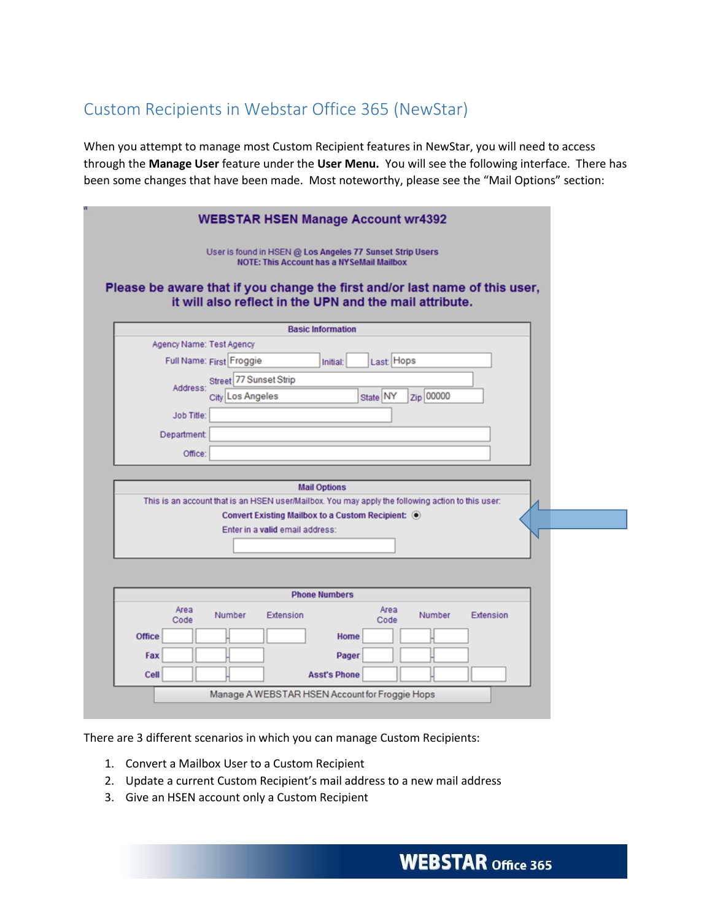## Custom Recipients in Webstar Office 365 (NewStar)

When you attempt to manage most Custom Recipient features in NewStar, you will need to access through the **Manage User** feature under the **User Menu.** You will see the following interface. There has been some changes that have been made. Most noteworthy, please see the "Mail Options" section:

**WEBSTAR HSEN Manage Account wr4392**

User is found in HSEN @ Los Angeles 77 Sunset Strip Users
NOTE: This Account has a NYSeMail Mailbox

**Please be aware that if you change the first and/or last name of this user, it will also reflect in the UPN and the mail attribute.**

**Basic Information**

Agency Name: Test Agency
Full Name: First Froggie Initial: Last Hops
Address: Street 77 Sunset Strip
City Los Angeles State NY Zip 00000
Job Title:
Department:
Office:

**Mail Options**

This is an account that is an HSEN user/Mailbox. You may apply the following action to this user:
**Convert Existing Mailbox to a Custom Recipient:**
Enter in a valid email address:

**Phone Numbers**

| | Area Code | Number | Extension | | Area Code | Number | Extension |
|---|---|---|---|---|---|---|---|
| Office | | | | Home | | | |
| Fax | | | | Pager | | | |
| Cell | | | | Asst's Phone | | | |

Manage A WEBSTAR HSEN Account for Froggie Hops

There are 3 different scenarios in which you can manage Custom Recipients:

1. Convert a Mailbox User to a Custom Recipient
2. Update a current Custom Recipient's mail address to a new mail address
3. Give an HSEN account only a Custom Recipient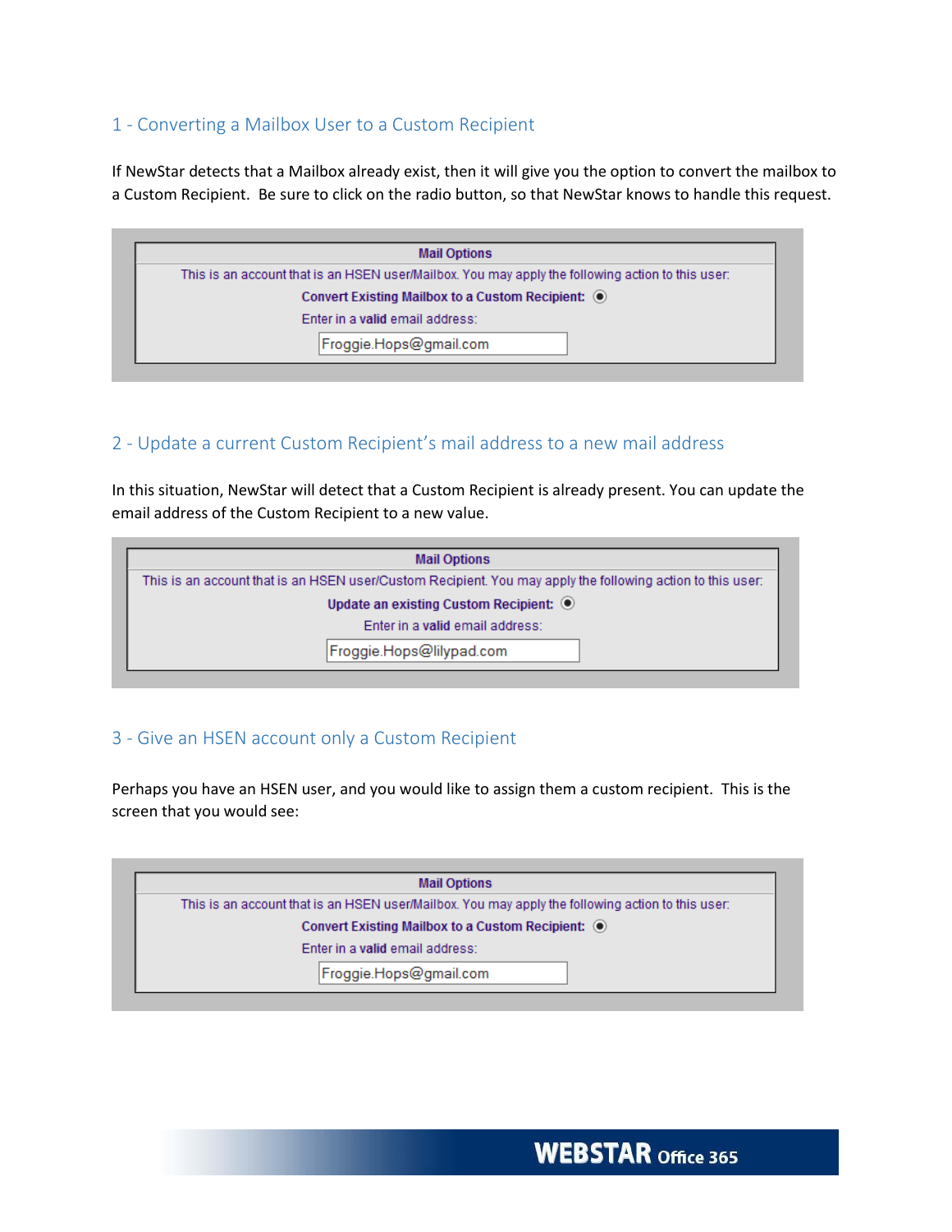## 1 - Converting a Mailbox User to a Custom Recipient

If NewStar detects that a Mailbox already exist, then it will give you the option to convert the mailbox to a Custom Recipient. Be sure to click on the radio button, so that NewStar knows to handle this request.

| Mail Options |
| --- |
| This is an account that is an HSEN user/Mailbox. You may apply the following action to this user: |
| **Convert Existing Mailbox to a Custom Recipient:** ◉ |
| Enter in a **valid** email address: |
| Froggie.Hops@gmail.com |

## 2 - Update a current Custom Recipient's mail address to a new mail address

In this situation, NewStar will detect that a Custom Recipient is already present. You can update the email address of the Custom Recipient to a new value.

| Mail Options |
| --- |
| This is an account that is an HSEN user/Custom Recipient. You may apply the following action to this user: |
| **Update an existing Custom Recipient:** ◉ |
| Enter in a **valid** email address: |
| Froggie.Hops@lilypad.com |

## 3 - Give an HSEN account only a Custom Recipient

Perhaps you have an HSEN user, and you would like to assign them a custom recipient. This is the screen that you would see:

| Mail Options |
| --- |
| This is an account that is an HSEN user/Mailbox. You may apply the following action to this user: |
| **Convert Existing Mailbox to a Custom Recipient:** ◉ |
| Enter in a **valid** email address: |
| Froggie.Hops@gmail.com |